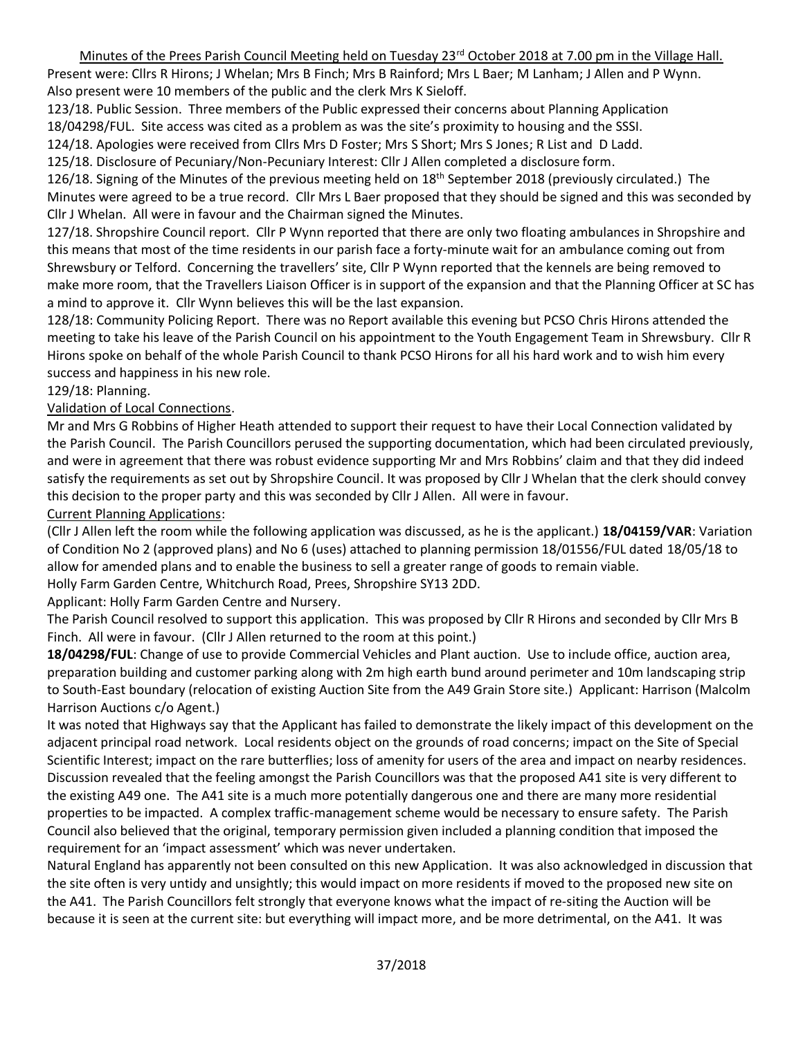Minutes of the Prees Parish Council Meeting held on Tuesday 23rd October 2018 at 7.00 pm in the Village Hall.

Present were: Cllrs R Hirons; J Whelan; Mrs B Finch; Mrs B Rainford; Mrs L Baer; M Lanham; J Allen and P Wynn. Also present were 10 members of the public and the clerk Mrs K Sieloff.

123/18. Public Session. Three members of the Public expressed their concerns about Planning Application 18/04298/FUL. Site access was cited as a problem as was the site's proximity to housing and the SSSI.

124/18. Apologies were received from Cllrs Mrs D Foster; Mrs S Short; Mrs S Jones; R List and D Ladd.

125/18. Disclosure of Pecuniary/Non-Pecuniary Interest: Cllr J Allen completed a disclosure form.

126/18. Signing of the Minutes of the previous meeting held on 18th September 2018 (previously circulated.) The Minutes were agreed to be a true record. Cllr Mrs L Baer proposed that they should be signed and this was seconded by Cllr J Whelan. All were in favour and the Chairman signed the Minutes.

127/18. Shropshire Council report. Cllr P Wynn reported that there are only two floating ambulances in Shropshire and this means that most of the time residents in our parish face a forty-minute wait for an ambulance coming out from Shrewsbury or Telford. Concerning the travellers' site, Cllr P Wynn reported that the kennels are being removed to make more room, that the Travellers Liaison Officer is in support of the expansion and that the Planning Officer at SC has a mind to approve it. Cllr Wynn believes this will be the last expansion.

128/18: Community Policing Report. There was no Report available this evening but PCSO Chris Hirons attended the meeting to take his leave of the Parish Council on his appointment to the Youth Engagement Team in Shrewsbury. Cllr R Hirons spoke on behalf of the whole Parish Council to thank PCSO Hirons for all his hard work and to wish him every success and happiness in his new role.

129/18: Planning.

Validation of Local Connections.

Mr and Mrs G Robbins of Higher Heath attended to support their request to have their Local Connection validated by the Parish Council. The Parish Councillors perused the supporting documentation, which had been circulated previously, and were in agreement that there was robust evidence supporting Mr and Mrs Robbins' claim and that they did indeed satisfy the requirements as set out by Shropshire Council. It was proposed by Cllr J Whelan that the clerk should convey this decision to the proper party and this was seconded by Cllr J Allen. All were in favour.

Current Planning Applications:

(Cllr J Allen left the room while the following application was discussed, as he is the applicant.) **18/04159/VAR**: Variation of Condition No 2 (approved plans) and No 6 (uses) attached to planning permission 18/01556/FUL dated 18/05/18 to allow for amended plans and to enable the business to sell a greater range of goods to remain viable.

Holly Farm Garden Centre, Whitchurch Road, Prees, Shropshire SY13 2DD.

Applicant: Holly Farm Garden Centre and Nursery.

The Parish Council resolved to support this application. This was proposed by Cllr R Hirons and seconded by Cllr Mrs B Finch. All were in favour. (Cllr J Allen returned to the room at this point.)

**18/04298/FUL**: Change of use to provide Commercial Vehicles and Plant auction. Use to include office, auction area, preparation building and customer parking along with 2m high earth bund around perimeter and 10m landscaping strip to South-East boundary (relocation of existing Auction Site from the A49 Grain Store site.) Applicant: Harrison (Malcolm Harrison Auctions c/o Agent.)

It was noted that Highways say that the Applicant has failed to demonstrate the likely impact of this development on the adjacent principal road network. Local residents object on the grounds of road concerns; impact on the Site of Special Scientific Interest; impact on the rare butterflies; loss of amenity for users of the area and impact on nearby residences. Discussion revealed that the feeling amongst the Parish Councillors was that the proposed A41 site is very different to the existing A49 one. The A41 site is a much more potentially dangerous one and there are many more residential properties to be impacted. A complex traffic-management scheme would be necessary to ensure safety. The Parish Council also believed that the original, temporary permission given included a planning condition that imposed the requirement for an 'impact assessment' which was never undertaken.

Natural England has apparently not been consulted on this new Application. It was also acknowledged in discussion that the site often is very untidy and unsightly; this would impact on more residents if moved to the proposed new site on the A41. The Parish Councillors felt strongly that everyone knows what the impact of re-siting the Auction will be because it is seen at the current site: but everything will impact more, and be more detrimental, on the A41. It was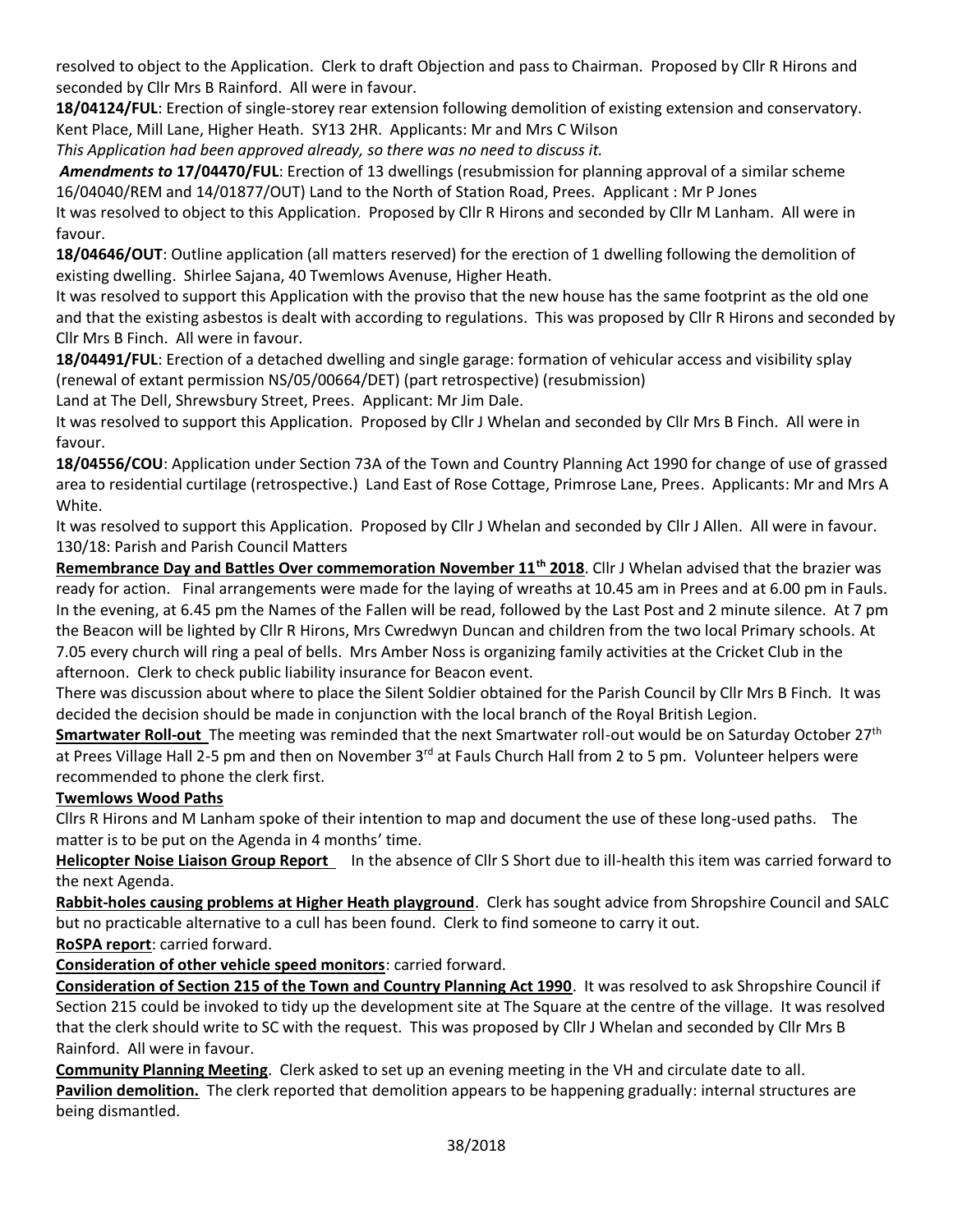resolved to object to the Application. Clerk to draft Objection and pass to Chairman. Proposed by Cllr R Hirons and seconded by Cllr Mrs B Rainford. All were in favour.

**18/04124/FUL**: Erection of single-storey rear extension following demolition of existing extension and conservatory. Kent Place, Mill Lane, Higher Heath. SY13 2HR. Applicants: Mr and Mrs C Wilson

*This Application had been approved already, so there was no need to discuss it.*

***Amendments to* 17/04470/FUL**: Erection of 13 dwellings (resubmission for planning approval of a similar scheme 16/04040/REM and 14/01877/OUT) Land to the North of Station Road, Prees. Applicant : Mr P Jones

It was resolved to object to this Application. Proposed by Cllr R Hirons and seconded by Cllr M Lanham. All were in favour.

**18/04646/OUT**: Outline application (all matters reserved) for the erection of 1 dwelling following the demolition of existing dwelling. Shirlee Sajana, 40 Twemlows Avenuse, Higher Heath.

It was resolved to support this Application with the proviso that the new house has the same footprint as the old one and that the existing asbestos is dealt with according to regulations. This was proposed by Cllr R Hirons and seconded by Cllr Mrs B Finch. All were in favour.

**18/04491/FUL**: Erection of a detached dwelling and single garage: formation of vehicular access and visibility splay (renewal of extant permission NS/05/00664/DET) (part retrospective) (resubmission)

Land at The Dell, Shrewsbury Street, Prees. Applicant: Mr Jim Dale.

It was resolved to support this Application. Proposed by Cllr J Whelan and seconded by Cllr Mrs B Finch. All were in favour.

**18/04556/COU**: Application under Section 73A of the Town and Country Planning Act 1990 for change of use of grassed area to residential curtilage (retrospective.) Land East of Rose Cottage, Primrose Lane, Prees. Applicants: Mr and Mrs A White.

It was resolved to support this Application. Proposed by Cllr J Whelan and seconded by Cllr J Allen. All were in favour.

130/18: Parish and Parish Council Matters

**Remembrance Day and Battles Over commemoration November 11th 2018**. Cllr J Whelan advised that the brazier was ready for action. Final arrangements were made for the laying of wreaths at 10.45 am in Prees and at 6.00 pm in Fauls. In the evening, at 6.45 pm the Names of the Fallen will be read, followed by the Last Post and 2 minute silence. At 7 pm the Beacon will be lighted by Cllr R Hirons, Mrs Cwredwyn Duncan and children from the two local Primary schools. At 7.05 every church will ring a peal of bells. Mrs Amber Noss is organizing family activities at the Cricket Club in the afternoon. Clerk to check public liability insurance for Beacon event.

There was discussion about where to place the Silent Soldier obtained for the Parish Council by Cllr Mrs B Finch. It was decided the decision should be made in conjunction with the local branch of the Royal British Legion.

**Smartwater Roll-out** The meeting was reminded that the next Smartwater roll-out would be on Saturday October 27th at Prees Village Hall 2-5 pm and then on November 3rd at Fauls Church Hall from 2 to 5 pm. Volunteer helpers were recommended to phone the clerk first.

**Twemlows Wood Paths**

Cllrs R Hirons and M Lanham spoke of their intention to map and document the use of these long-used paths. The matter is to be put on the Agenda in 4 months' time.

**Helicopter Noise Liaison Group Report** In the absence of Cllr S Short due to ill-health this item was carried forward to the next Agenda.

**Rabbit-holes causing problems at Higher Heath playground**. Clerk has sought advice from Shropshire Council and SALC but no practicable alternative to a cull has been found. Clerk to find someone to carry it out.

**RoSPA report**: carried forward.

**Consideration of other vehicle speed monitors**: carried forward.

**Consideration of Section 215 of the Town and Country Planning Act 1990**. It was resolved to ask Shropshire Council if Section 215 could be invoked to tidy up the development site at The Square at the centre of the village. It was resolved that the clerk should write to SC with the request. This was proposed by Cllr J Whelan and seconded by Cllr Mrs B Rainford. All were in favour.

**Community Planning Meeting**. Clerk asked to set up an evening meeting in the VH and circulate date to all.

**Pavilion demolition.** The clerk reported that demolition appears to be happening gradually: internal structures are being dismantled.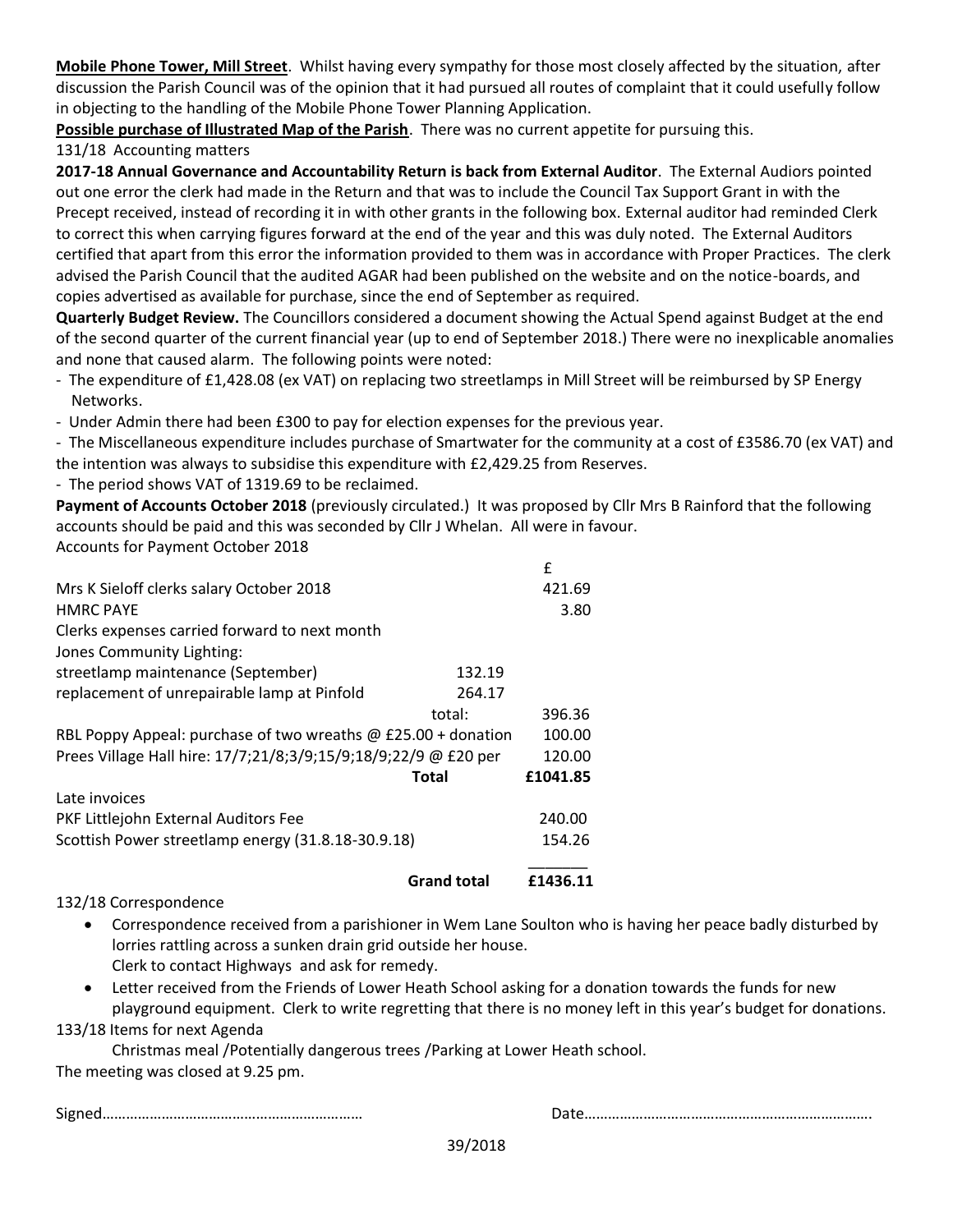**Mobile Phone Tower, Mill Street**. Whilst having every sympathy for those most closely affected by the situation, after discussion the Parish Council was of the opinion that it had pursued all routes of complaint that it could usefully follow in objecting to the handling of the Mobile Phone Tower Planning Application.

**Possible purchase of Illustrated Map of the Parish**. There was no current appetite for pursuing this.

131/18 Accounting matters

**2017-18 Annual Governance and Accountability Return is back from External Auditor**. The External Audiors pointed out one error the clerk had made in the Return and that was to include the Council Tax Support Grant in with the Precept received, instead of recording it in with other grants in the following box. External auditor had reminded Clerk to correct this when carrying figures forward at the end of the year and this was duly noted. The External Auditors certified that apart from this error the information provided to them was in accordance with Proper Practices. The clerk advised the Parish Council that the audited AGAR had been published on the website and on the notice-boards, and copies advertised as available for purchase, since the end of September as required.

**Quarterly Budget Review.** The Councillors considered a document showing the Actual Spend against Budget at the end of the second quarter of the current financial year (up to end of September 2018.) There were no inexplicable anomalies and none that caused alarm. The following points were noted:

- The expenditure of £1,428.08 (ex VAT) on replacing two streetlamps in Mill Street will be reimbursed by SP Energy Networks.
- Under Admin there had been £300 to pay for election expenses for the previous year.
- The Miscellaneous expenditure includes purchase of Smartwater for the community at a cost of £3586.70 (ex VAT) and the intention was always to subsidise this expenditure with £2,429.25 from Reserves.
- The period shows VAT of 1319.69 to be reclaimed.

**Payment of Accounts October 2018** (previously circulated.) It was proposed by Cllr Mrs B Rainford that the following accounts should be paid and this was seconded by Cllr J Whelan. All were in favour.

Accounts for Payment October 2018

| | | £ |
|---|---|---|
| Mrs K Sieloff clerks salary October 2018 | | 421.69 |
| HMRC PAYE | | 3.80 |
| Clerks expenses carried forward to next month | | |
| Jones Community Lighting: | | |
| streetlamp maintenance (September) | 132.19 | |
| replacement of unrepairable lamp at Pinfold | 264.17 | |
| | total: | 396.36 |
| RBL Poppy Appeal: purchase of two wreaths @ £25.00 + donation | | 100.00 |
| Prees Village Hall hire: 17/7;21/8;3/9;15/9;18/9;22/9 @ £20 per | | 120.00 |
| | **Total** | **£1041.85** |
| Late invoices | | |
| PKF Littlejohn External Auditors Fee | | 240.00 |
| Scottish Power streetlamp energy (31.8.18-30.9.18) | | 154.26 |
| | **Grand total** | **£1436.11** |

132/18 Correspondence

- Correspondence received from a parishioner in Wem Lane Soulton who is having her peace badly disturbed by lorries rattling across a sunken drain grid outside her house.
  Clerk to contact Highways and ask for remedy.
- Letter received from the Friends of Lower Heath School asking for a donation towards the funds for new playground equipment. Clerk to write regretting that there is no money left in this year's budget for donations.

133/18 Items for next Agenda

Christmas meal /Potentially dangerous trees /Parking at Lower Heath school.

The meeting was closed at 9.25 pm.

Signed……………………………………………………… Date……………………………………………………………

39/2018